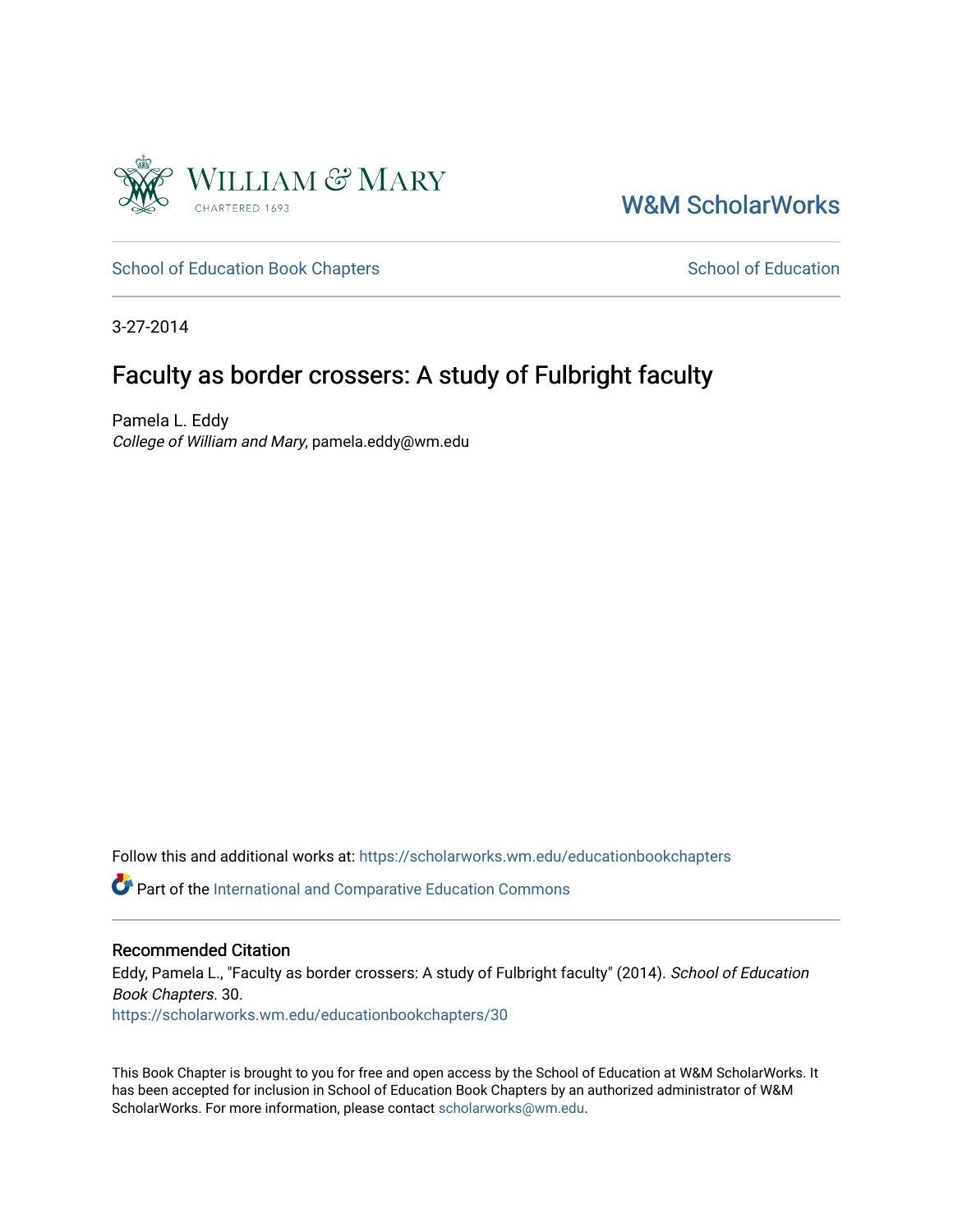William & Mary
CHARTERED 1693

W&M ScholarWorks

School of Education Book Chapters | School of Education

3-27-2014

# Faculty as border crossers: A study of Fulbright faculty

Pamela L. Eddy
*College of William and Mary*, pamela.eddy@wm.edu

Follow this and additional works at: https://scholarworks.wm.edu/educationbookchapters

Part of the International and Comparative Education Commons

## Recommended Citation

Eddy, Pamela L., "Faculty as border crossers: A study of Fulbright faculty" (2014). *School of Education Book Chapters*. 30.
https://scholarworks.wm.edu/educationbookchapters/30

This Book Chapter is brought to you for free and open access by the School of Education at W&M ScholarWorks. It has been accepted for inclusion in School of Education Book Chapters by an authorized administrator of W&M ScholarWorks. For more information, please contact scholarworks@wm.edu.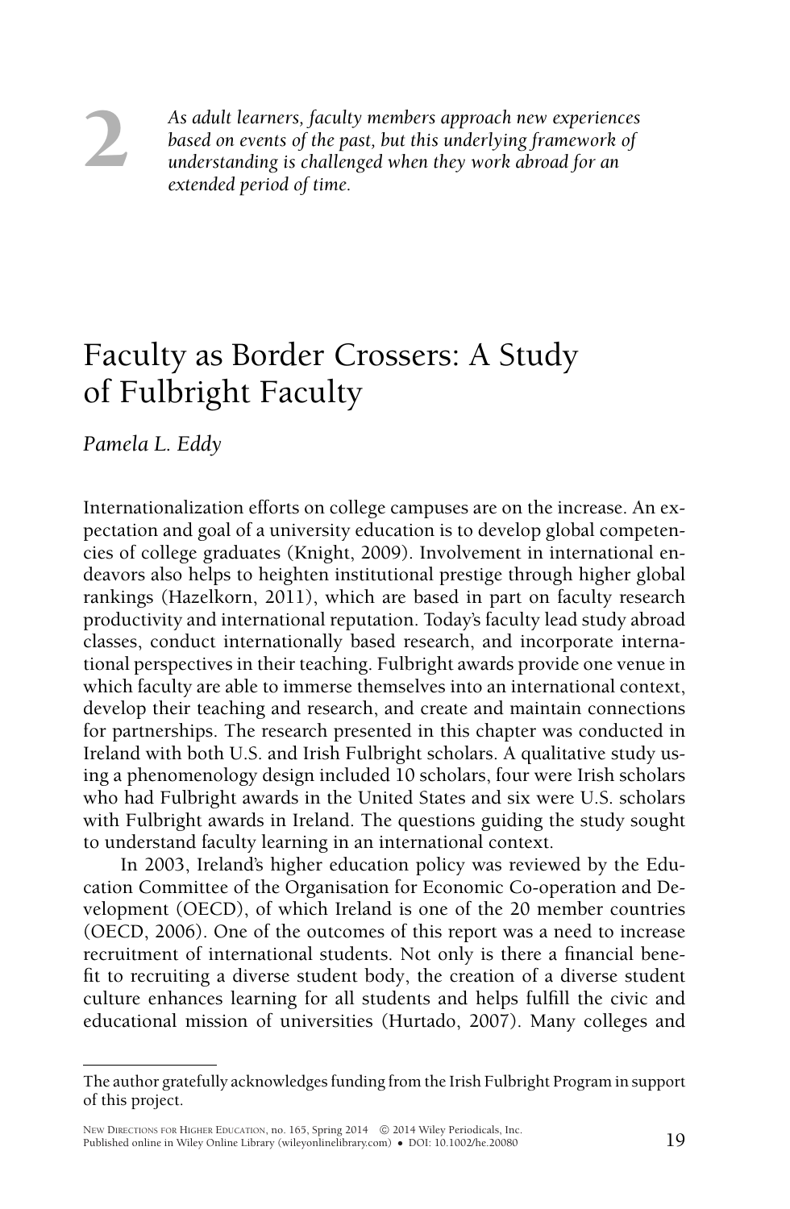2

*As adult learners, faculty members approach new experiences based on events of the past, but this underlying framework of understanding is challenged when they work abroad for an extended period of time.*

# Faculty as Border Crossers: A Study of Fulbright Faculty

*Pamela L. Eddy*

Internationalization efforts on college campuses are on the increase. An expectation and goal of a university education is to develop global competencies of college graduates (Knight, 2009). Involvement in international endeavors also helps to heighten institutional prestige through higher global rankings (Hazelkorn, 2011), which are based in part on faculty research productivity and international reputation. Today's faculty lead study abroad classes, conduct internationally based research, and incorporate international perspectives in their teaching. Fulbright awards provide one venue in which faculty are able to immerse themselves into an international context, develop their teaching and research, and create and maintain connections for partnerships. The research presented in this chapter was conducted in Ireland with both U.S. and Irish Fulbright scholars. A qualitative study using a phenomenology design included 10 scholars, four were Irish scholars who had Fulbright awards in the United States and six were U.S. scholars with Fulbright awards in Ireland. The questions guiding the study sought to understand faculty learning in an international context.

In 2003, Ireland's higher education policy was reviewed by the Education Committee of the Organisation for Economic Co-operation and Development (OECD), of which Ireland is one of the 20 member countries (OECD, 2006). One of the outcomes of this report was a need to increase recruitment of international students. Not only is there a financial benefit to recruiting a diverse student body, the creation of a diverse student culture enhances learning for all students and helps fulfill the civic and educational mission of universities (Hurtado, 2007). Many colleges and

---

The author gratefully acknowledges funding from the Irish Fulbright Program in support of this project.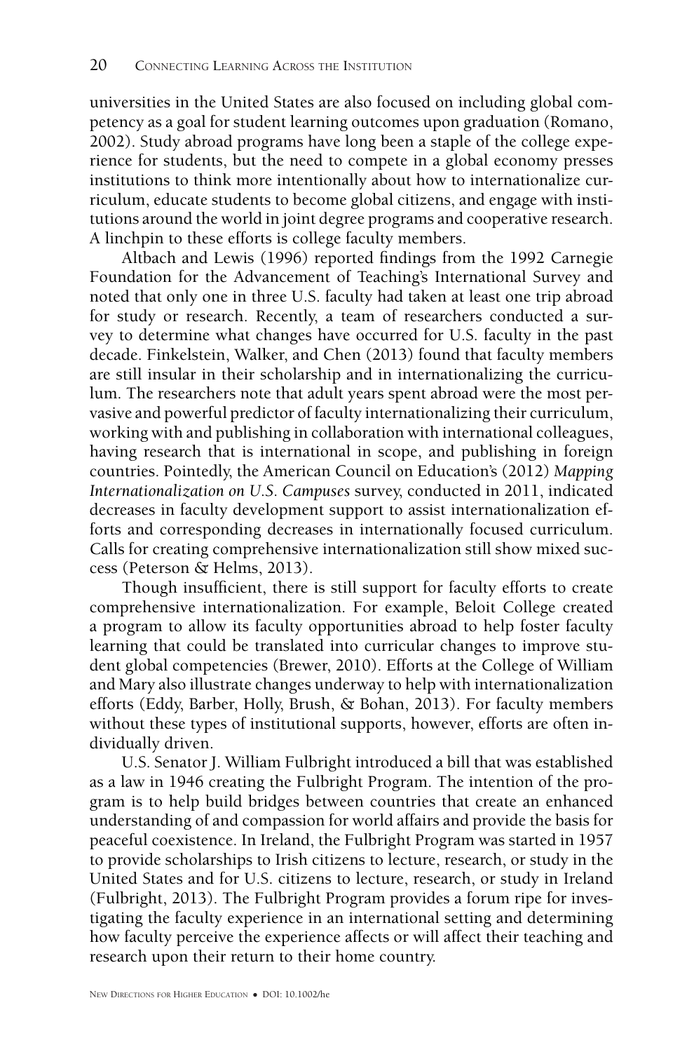universities in the United States are also focused on including global competency as a goal for student learning outcomes upon graduation (Romano, 2002). Study abroad programs have long been a staple of the college experience for students, but the need to compete in a global economy presses institutions to think more intentionally about how to internationalize curriculum, educate students to become global citizens, and engage with institutions around the world in joint degree programs and cooperative research. A linchpin to these efforts is college faculty members.

Altbach and Lewis (1996) reported findings from the 1992 Carnegie Foundation for the Advancement of Teaching's International Survey and noted that only one in three U.S. faculty had taken at least one trip abroad for study or research. Recently, a team of researchers conducted a survey to determine what changes have occurred for U.S. faculty in the past decade. Finkelstein, Walker, and Chen (2013) found that faculty members are still insular in their scholarship and in internationalizing the curriculum. The researchers note that adult years spent abroad were the most pervasive and powerful predictor of faculty internationalizing their curriculum, working with and publishing in collaboration with international colleagues, having research that is international in scope, and publishing in foreign countries. Pointedly, the American Council on Education's (2012) *Mapping Internationalization on U.S. Campuses* survey, conducted in 2011, indicated decreases in faculty development support to assist internationalization efforts and corresponding decreases in internationally focused curriculum. Calls for creating comprehensive internationalization still show mixed success (Peterson & Helms, 2013).

Though insufficient, there is still support for faculty efforts to create comprehensive internationalization. For example, Beloit College created a program to allow its faculty opportunities abroad to help foster faculty learning that could be translated into curricular changes to improve student global competencies (Brewer, 2010). Efforts at the College of William and Mary also illustrate changes underway to help with internationalization efforts (Eddy, Barber, Holly, Brush, & Bohan, 2013). For faculty members without these types of institutional supports, however, efforts are often individually driven.

U.S. Senator J. William Fulbright introduced a bill that was established as a law in 1946 creating the Fulbright Program. The intention of the program is to help build bridges between countries that create an enhanced understanding of and compassion for world affairs and provide the basis for peaceful coexistence. In Ireland, the Fulbright Program was started in 1957 to provide scholarships to Irish citizens to lecture, research, or study in the United States and for U.S. citizens to lecture, research, or study in Ireland (Fulbright, 2013). The Fulbright Program provides a forum ripe for investigating the faculty experience in an international setting and determining how faculty perceive the experience affects or will affect their teaching and research upon their return to their home country.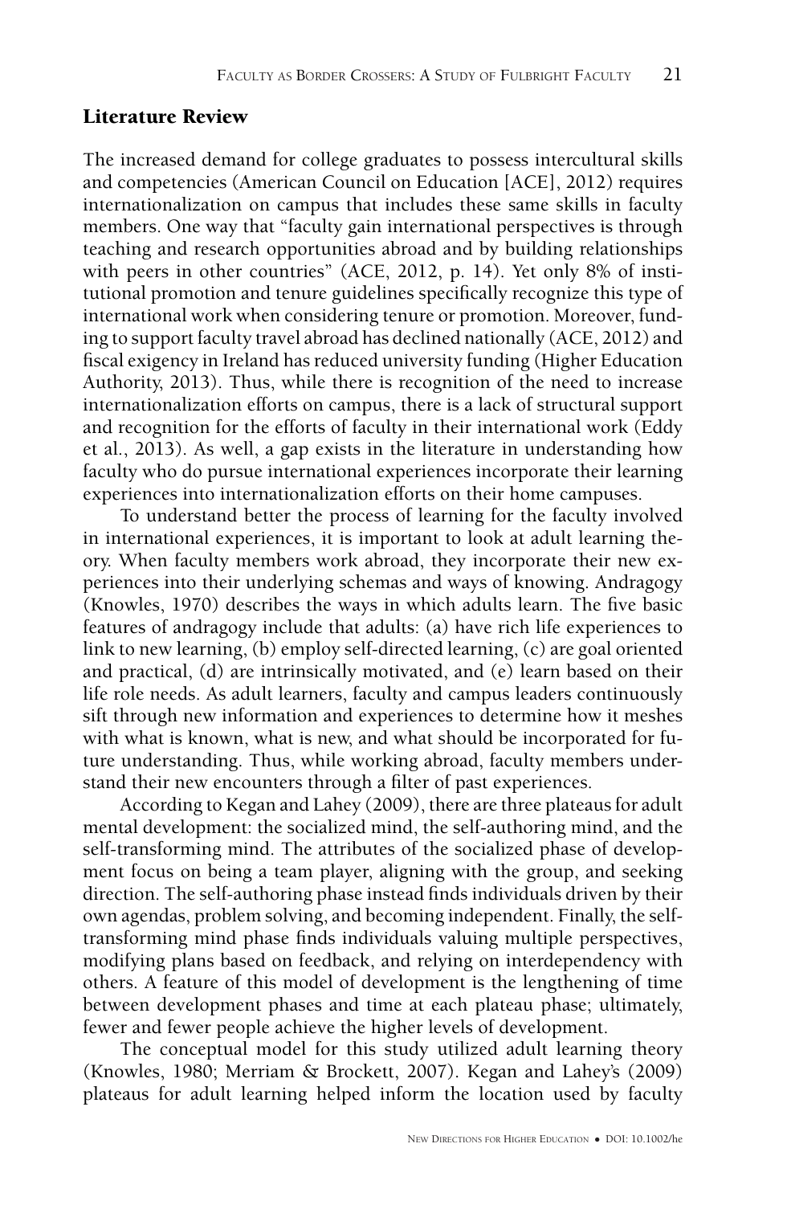## Literature Review

The increased demand for college graduates to possess intercultural skills and competencies (American Council on Education [ACE], 2012) requires internationalization on campus that includes these same skills in faculty members. One way that "faculty gain international perspectives is through teaching and research opportunities abroad and by building relationships with peers in other countries" (ACE, 2012, p. 14). Yet only 8% of institutional promotion and tenure guidelines specifically recognize this type of international work when considering tenure or promotion. Moreover, funding to support faculty travel abroad has declined nationally (ACE, 2012) and fiscal exigency in Ireland has reduced university funding (Higher Education Authority, 2013). Thus, while there is recognition of the need to increase internationalization efforts on campus, there is a lack of structural support and recognition for the efforts of faculty in their international work (Eddy et al., 2013). As well, a gap exists in the literature in understanding how faculty who do pursue international experiences incorporate their learning experiences into internationalization efforts on their home campuses.

To understand better the process of learning for the faculty involved in international experiences, it is important to look at adult learning theory. When faculty members work abroad, they incorporate their new experiences into their underlying schemas and ways of knowing. Andragogy (Knowles, 1970) describes the ways in which adults learn. The five basic features of andragogy include that adults: (a) have rich life experiences to link to new learning, (b) employ self-directed learning, (c) are goal oriented and practical, (d) are intrinsically motivated, and (e) learn based on their life role needs. As adult learners, faculty and campus leaders continuously sift through new information and experiences to determine how it meshes with what is known, what is new, and what should be incorporated for future understanding. Thus, while working abroad, faculty members understand their new encounters through a filter of past experiences.

According to Kegan and Lahey (2009), there are three plateaus for adult mental development: the socialized mind, the self-authoring mind, and the self-transforming mind. The attributes of the socialized phase of development focus on being a team player, aligning with the group, and seeking direction. The self-authoring phase instead finds individuals driven by their own agendas, problem solving, and becoming independent. Finally, the self-transforming mind phase finds individuals valuing multiple perspectives, modifying plans based on feedback, and relying on interdependency with others. A feature of this model of development is the lengthening of time between development phases and time at each plateau phase; ultimately, fewer and fewer people achieve the higher levels of development.

The conceptual model for this study utilized adult learning theory (Knowles, 1980; Merriam & Brockett, 2007). Kegan and Lahey's (2009) plateaus for adult learning helped inform the location used by faculty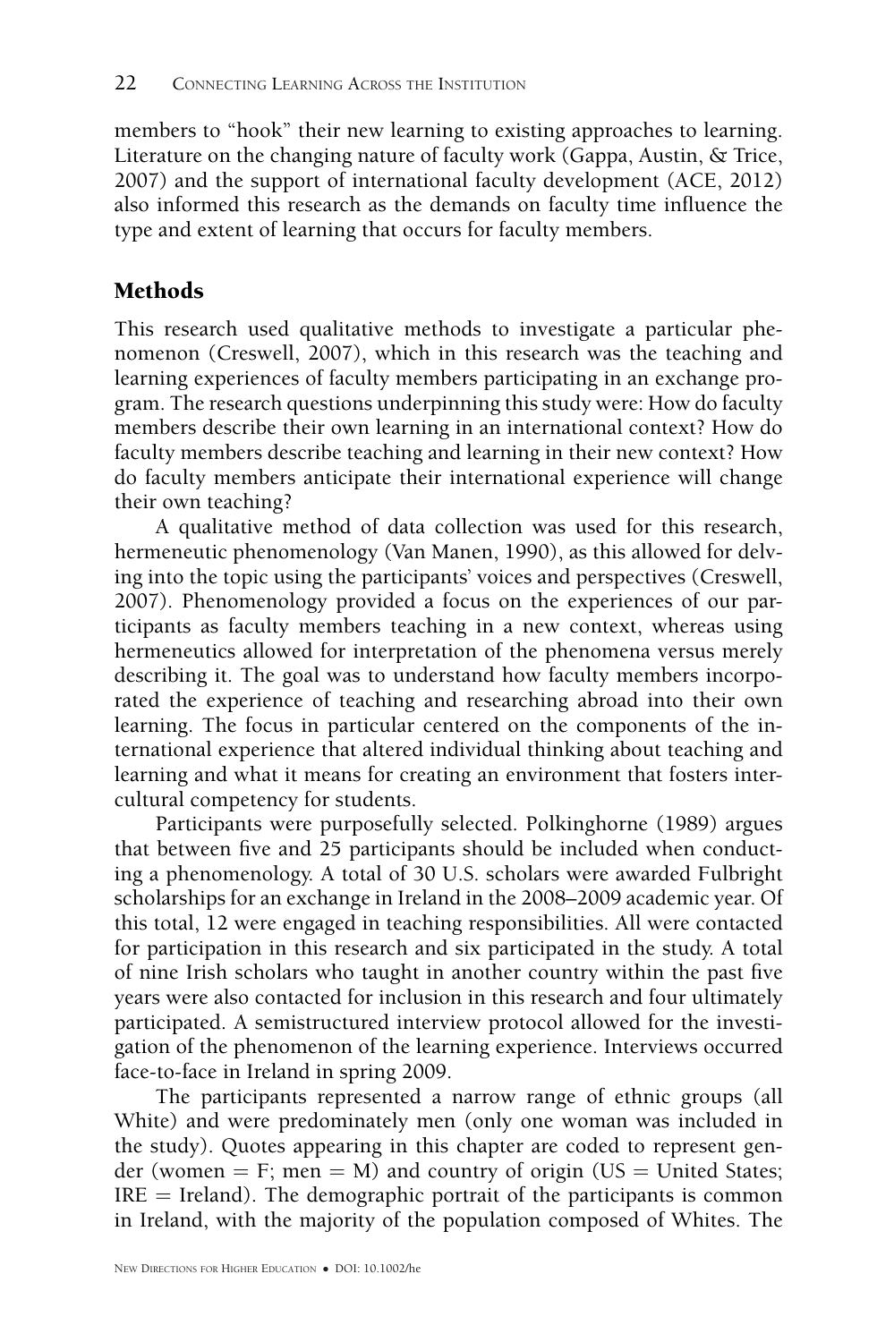members to "hook" their new learning to existing approaches to learning. Literature on the changing nature of faculty work (Gappa, Austin, & Trice, 2007) and the support of international faculty development (ACE, 2012) also informed this research as the demands on faculty time influence the type and extent of learning that occurs for faculty members.

## Methods

This research used qualitative methods to investigate a particular phenomenon (Creswell, 2007), which in this research was the teaching and learning experiences of faculty members participating in an exchange program. The research questions underpinning this study were: How do faculty members describe their own learning in an international context? How do faculty members describe teaching and learning in their new context? How do faculty members anticipate their international experience will change their own teaching?

A qualitative method of data collection was used for this research, hermeneutic phenomenology (Van Manen, 1990), as this allowed for delving into the topic using the participants' voices and perspectives (Creswell, 2007). Phenomenology provided a focus on the experiences of our participants as faculty members teaching in a new context, whereas using hermeneutics allowed for interpretation of the phenomena versus merely describing it. The goal was to understand how faculty members incorporated the experience of teaching and researching abroad into their own learning. The focus in particular centered on the components of the international experience that altered individual thinking about teaching and learning and what it means for creating an environment that fosters intercultural competency for students.

Participants were purposefully selected. Polkinghorne (1989) argues that between five and 25 participants should be included when conducting a phenomenology. A total of 30 U.S. scholars were awarded Fulbright scholarships for an exchange in Ireland in the 2008–2009 academic year. Of this total, 12 were engaged in teaching responsibilities. All were contacted for participation in this research and six participated in the study. A total of nine Irish scholars who taught in another country within the past five years were also contacted for inclusion in this research and four ultimately participated. A semistructured interview protocol allowed for the investigation of the phenomenon of the learning experience. Interviews occurred face-to-face in Ireland in spring 2009.

The participants represented a narrow range of ethnic groups (all White) and were predominately men (only one woman was included in the study). Quotes appearing in this chapter are coded to represent gender (women = F; men = M) and country of origin (US = United States; IRE = Ireland). The demographic portrait of the participants is common in Ireland, with the majority of the population composed of Whites. The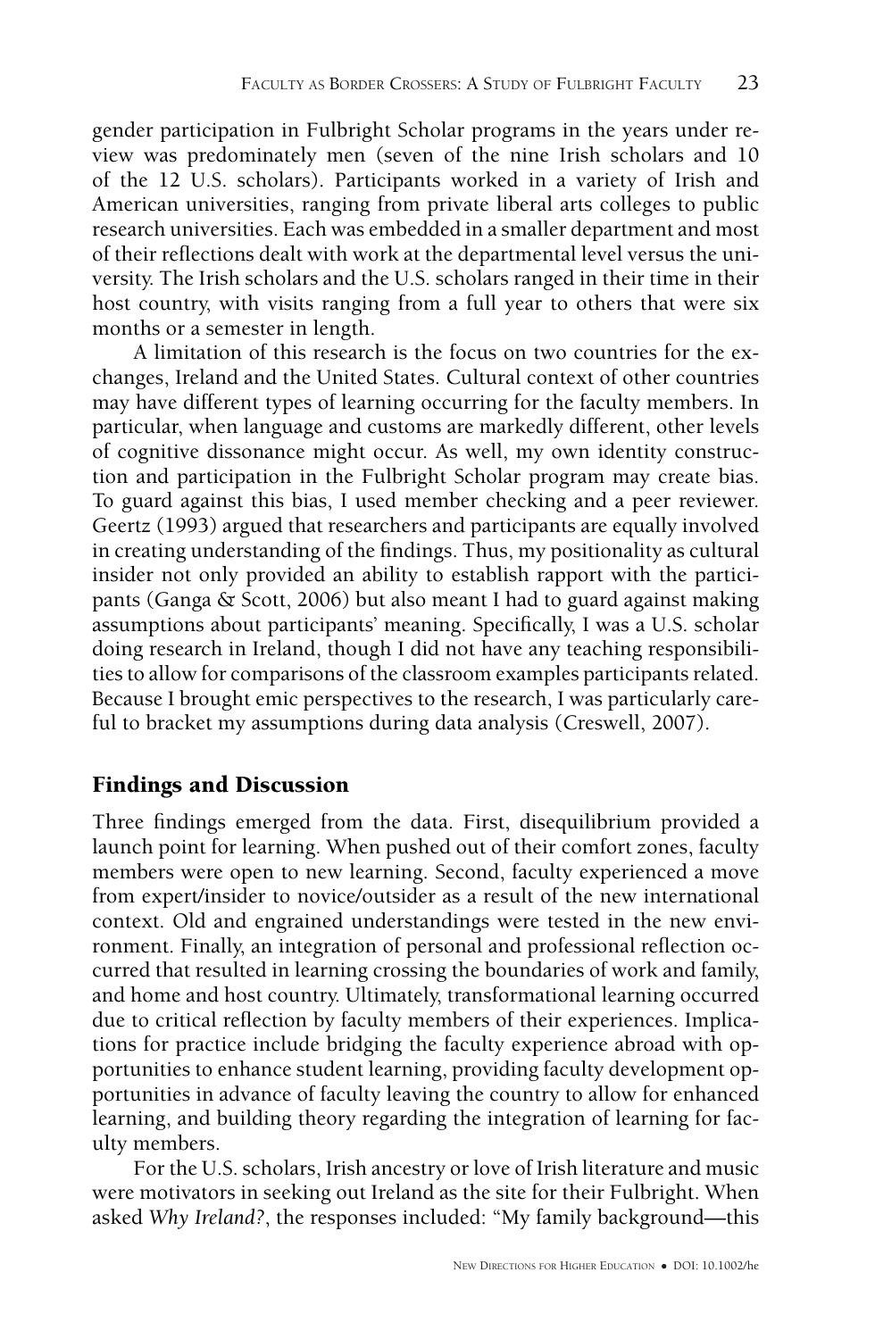gender participation in Fulbright Scholar programs in the years under review was predominately men (seven of the nine Irish scholars and 10 of the 12 U.S. scholars). Participants worked in a variety of Irish and American universities, ranging from private liberal arts colleges to public research universities. Each was embedded in a smaller department and most of their reflections dealt with work at the departmental level versus the university. The Irish scholars and the U.S. scholars ranged in their time in their host country, with visits ranging from a full year to others that were six months or a semester in length.

A limitation of this research is the focus on two countries for the exchanges, Ireland and the United States. Cultural context of other countries may have different types of learning occurring for the faculty members. In particular, when language and customs are markedly different, other levels of cognitive dissonance might occur. As well, my own identity construction and participation in the Fulbright Scholar program may create bias. To guard against this bias, I used member checking and a peer reviewer. Geertz (1993) argued that researchers and participants are equally involved in creating understanding of the findings. Thus, my positionality as cultural insider not only provided an ability to establish rapport with the participants (Ganga & Scott, 2006) but also meant I had to guard against making assumptions about participants' meaning. Specifically, I was a U.S. scholar doing research in Ireland, though I did not have any teaching responsibilities to allow for comparisons of the classroom examples participants related. Because I brought emic perspectives to the research, I was particularly careful to bracket my assumptions during data analysis (Creswell, 2007).

## Findings and Discussion

Three findings emerged from the data. First, disequilibrium provided a launch point for learning. When pushed out of their comfort zones, faculty members were open to new learning. Second, faculty experienced a move from expert/insider to novice/outsider as a result of the new international context. Old and engrained understandings were tested in the new environment. Finally, an integration of personal and professional reflection occurred that resulted in learning crossing the boundaries of work and family, and home and host country. Ultimately, transformational learning occurred due to critical reflection by faculty members of their experiences. Implications for practice include bridging the faculty experience abroad with opportunities to enhance student learning, providing faculty development opportunities in advance of faculty leaving the country to allow for enhanced learning, and building theory regarding the integration of learning for faculty members.

For the U.S. scholars, Irish ancestry or love of Irish literature and music were motivators in seeking out Ireland as the site for their Fulbright. When asked *Why Ireland?*, the responses included: "My family background—this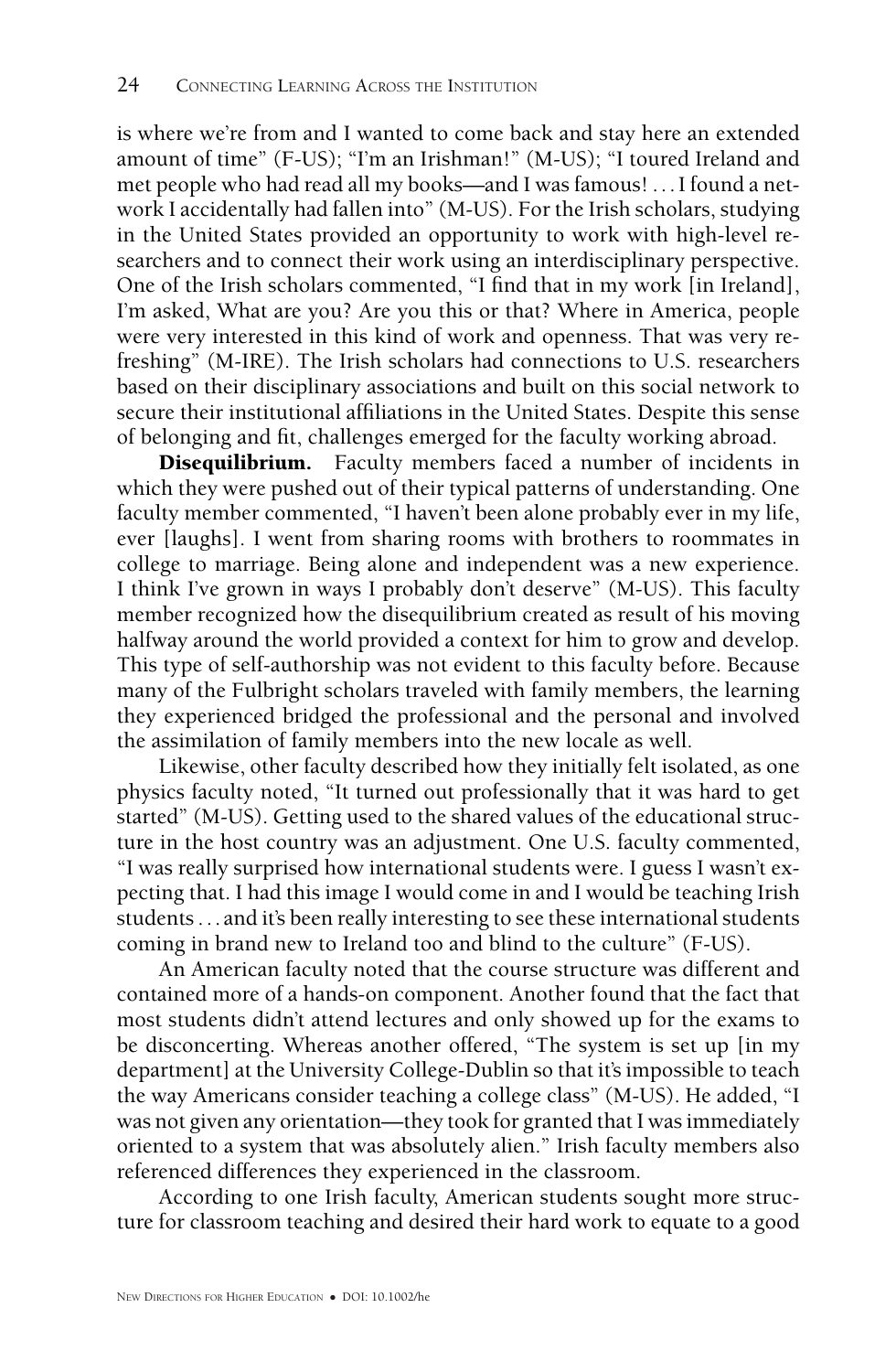is where we're from and I wanted to come back and stay here an extended amount of time" (F-US); "I'm an Irishman!" (M-US); "I toured Ireland and met people who had read all my books—and I was famous! . . . I found a network I accidentally had fallen into" (M-US). For the Irish scholars, studying in the United States provided an opportunity to work with high-level researchers and to connect their work using an interdisciplinary perspective. One of the Irish scholars commented, "I find that in my work [in Ireland], I'm asked, What are you? Are you this or that? Where in America, people were very interested in this kind of work and openness. That was very refreshing" (M-IRE). The Irish scholars had connections to U.S. researchers based on their disciplinary associations and built on this social network to secure their institutional affiliations in the United States. Despite this sense of belonging and fit, challenges emerged for the faculty working abroad.

**Disequilibrium.** Faculty members faced a number of incidents in which they were pushed out of their typical patterns of understanding. One faculty member commented, "I haven't been alone probably ever in my life, ever [laughs]. I went from sharing rooms with brothers to roommates in college to marriage. Being alone and independent was a new experience. I think I've grown in ways I probably don't deserve" (M-US). This faculty member recognized how the disequilibrium created as result of his moving halfway around the world provided a context for him to grow and develop. This type of self-authorship was not evident to this faculty before. Because many of the Fulbright scholars traveled with family members, the learning they experienced bridged the professional and the personal and involved the assimilation of family members into the new locale as well.

Likewise, other faculty described how they initially felt isolated, as one physics faculty noted, "It turned out professionally that it was hard to get started" (M-US). Getting used to the shared values of the educational structure in the host country was an adjustment. One U.S. faculty commented, "I was really surprised how international students were. I guess I wasn't expecting that. I had this image I would come in and I would be teaching Irish students . . . and it's been really interesting to see these international students coming in brand new to Ireland too and blind to the culture" (F-US).

An American faculty noted that the course structure was different and contained more of a hands-on component. Another found that the fact that most students didn't attend lectures and only showed up for the exams to be disconcerting. Whereas another offered, "The system is set up [in my department] at the University College-Dublin so that it's impossible to teach the way Americans consider teaching a college class" (M-US). He added, "I was not given any orientation—they took for granted that I was immediately oriented to a system that was absolutely alien." Irish faculty members also referenced differences they experienced in the classroom.

According to one Irish faculty, American students sought more structure for classroom teaching and desired their hard work to equate to a good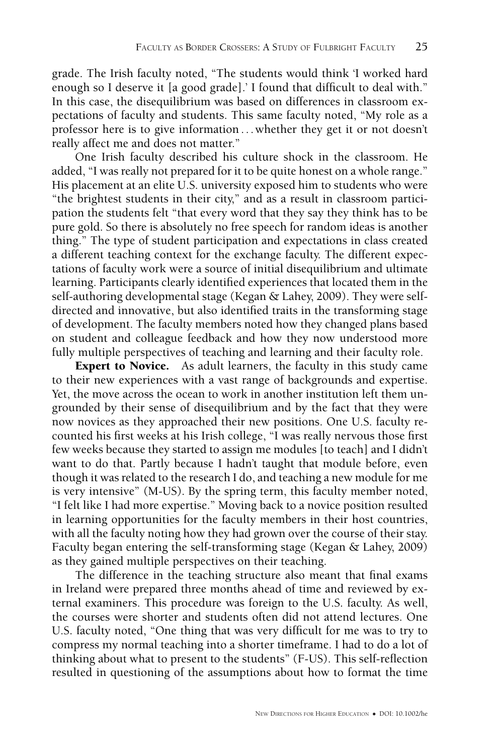grade. The Irish faculty noted, "The students would think 'I worked hard enough so I deserve it [a good grade].' I found that difficult to deal with." In this case, the disequilibrium was based on differences in classroom expectations of faculty and students. This same faculty noted, "My role as a professor here is to give information . . . whether they get it or not doesn't really affect me and does not matter."

One Irish faculty described his culture shock in the classroom. He added, "I was really not prepared for it to be quite honest on a whole range." His placement at an elite U.S. university exposed him to students who were "the brightest students in their city," and as a result in classroom participation the students felt "that every word that they say they think has to be pure gold. So there is absolutely no free speech for random ideas is another thing." The type of student participation and expectations in class created a different teaching context for the exchange faculty. The different expectations of faculty work were a source of initial disequilibrium and ultimate learning. Participants clearly identified experiences that located them in the self-authoring developmental stage (Kegan & Lahey, 2009). They were self-directed and innovative, but also identified traits in the transforming stage of development. The faculty members noted how they changed plans based on student and colleague feedback and how they now understood more fully multiple perspectives of teaching and learning and their faculty role.

**Expert to Novice.** As adult learners, the faculty in this study came to their new experiences with a vast range of backgrounds and expertise. Yet, the move across the ocean to work in another institution left them ungrounded by their sense of disequilibrium and by the fact that they were now novices as they approached their new positions. One U.S. faculty recounted his first weeks at his Irish college, "I was really nervous those first few weeks because they started to assign me modules [to teach] and I didn't want to do that. Partly because I hadn't taught that module before, even though it was related to the research I do, and teaching a new module for me is very intensive" (M-US). By the spring term, this faculty member noted, "I felt like I had more expertise." Moving back to a novice position resulted in learning opportunities for the faculty members in their host countries, with all the faculty noting how they had grown over the course of their stay. Faculty began entering the self-transforming stage (Kegan & Lahey, 2009) as they gained multiple perspectives on their teaching.

The difference in the teaching structure also meant that final exams in Ireland were prepared three months ahead of time and reviewed by external examiners. This procedure was foreign to the U.S. faculty. As well, the courses were shorter and students often did not attend lectures. One U.S. faculty noted, "One thing that was very difficult for me was to try to compress my normal teaching into a shorter timeframe. I had to do a lot of thinking about what to present to the students" (F-US). This self-reflection resulted in questioning of the assumptions about how to format the time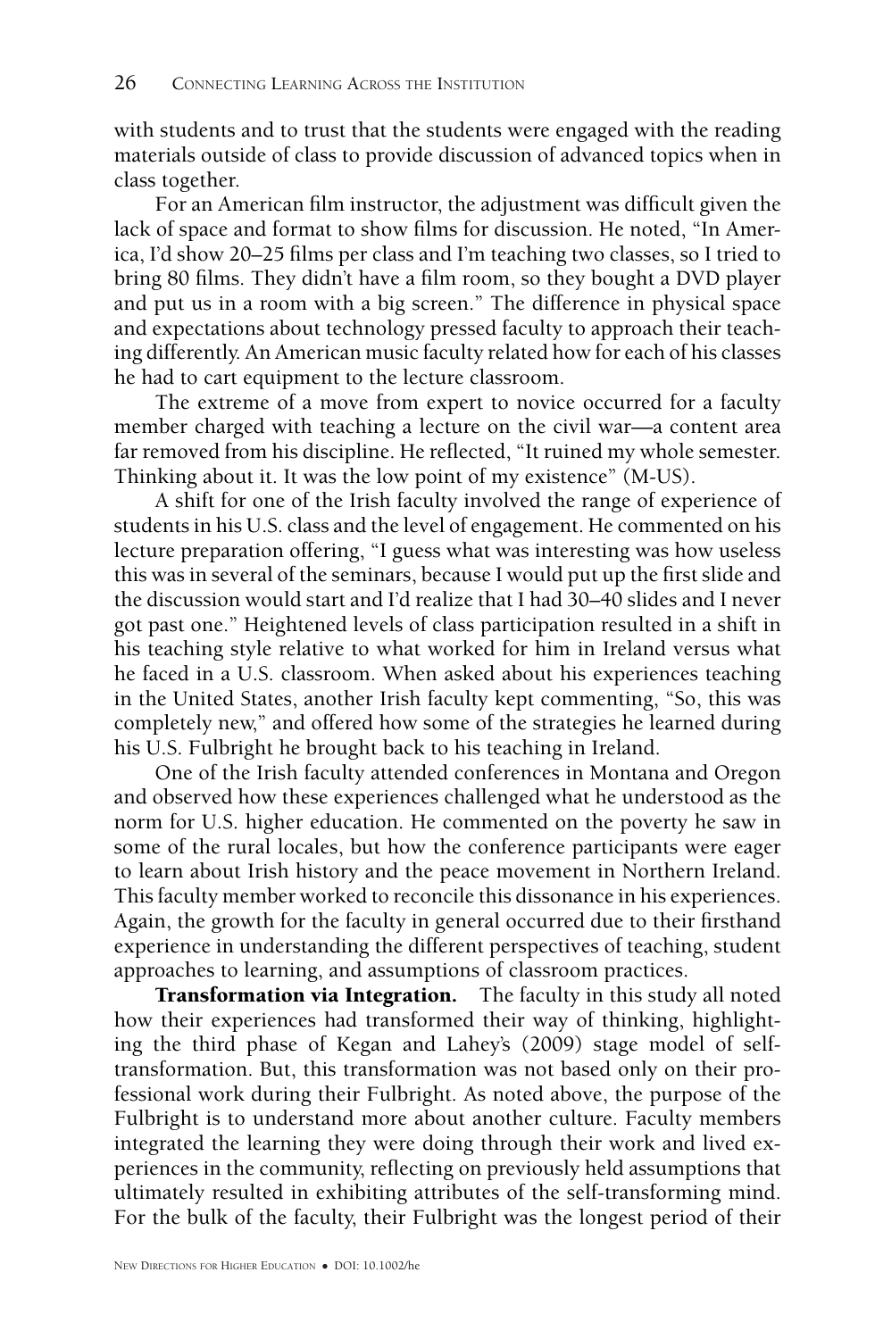with students and to trust that the students were engaged with the reading materials outside of class to provide discussion of advanced topics when in class together.

For an American film instructor, the adjustment was difficult given the lack of space and format to show films for discussion. He noted, "In America, I'd show 20–25 films per class and I'm teaching two classes, so I tried to bring 80 films. They didn't have a film room, so they bought a DVD player and put us in a room with a big screen." The difference in physical space and expectations about technology pressed faculty to approach their teaching differently. An American music faculty related how for each of his classes he had to cart equipment to the lecture classroom.

The extreme of a move from expert to novice occurred for a faculty member charged with teaching a lecture on the civil war—a content area far removed from his discipline. He reflected, "It ruined my whole semester. Thinking about it. It was the low point of my existence" (M-US).

A shift for one of the Irish faculty involved the range of experience of students in his U.S. class and the level of engagement. He commented on his lecture preparation offering, "I guess what was interesting was how useless this was in several of the seminars, because I would put up the first slide and the discussion would start and I'd realize that I had 30–40 slides and I never got past one." Heightened levels of class participation resulted in a shift in his teaching style relative to what worked for him in Ireland versus what he faced in a U.S. classroom. When asked about his experiences teaching in the United States, another Irish faculty kept commenting, "So, this was completely new," and offered how some of the strategies he learned during his U.S. Fulbright he brought back to his teaching in Ireland.

One of the Irish faculty attended conferences in Montana and Oregon and observed how these experiences challenged what he understood as the norm for U.S. higher education. He commented on the poverty he saw in some of the rural locales, but how the conference participants were eager to learn about Irish history and the peace movement in Northern Ireland. This faculty member worked to reconcile this dissonance in his experiences. Again, the growth for the faculty in general occurred due to their firsthand experience in understanding the different perspectives of teaching, student approaches to learning, and assumptions of classroom practices.

**Transformation via Integration.** The faculty in this study all noted how their experiences had transformed their way of thinking, highlighting the third phase of Kegan and Lahey's (2009) stage model of self-transformation. But, this transformation was not based only on their professional work during their Fulbright. As noted above, the purpose of the Fulbright is to understand more about another culture. Faculty members integrated the learning they were doing through their work and lived experiences in the community, reflecting on previously held assumptions that ultimately resulted in exhibiting attributes of the self-transforming mind. For the bulk of the faculty, their Fulbright was the longest period of their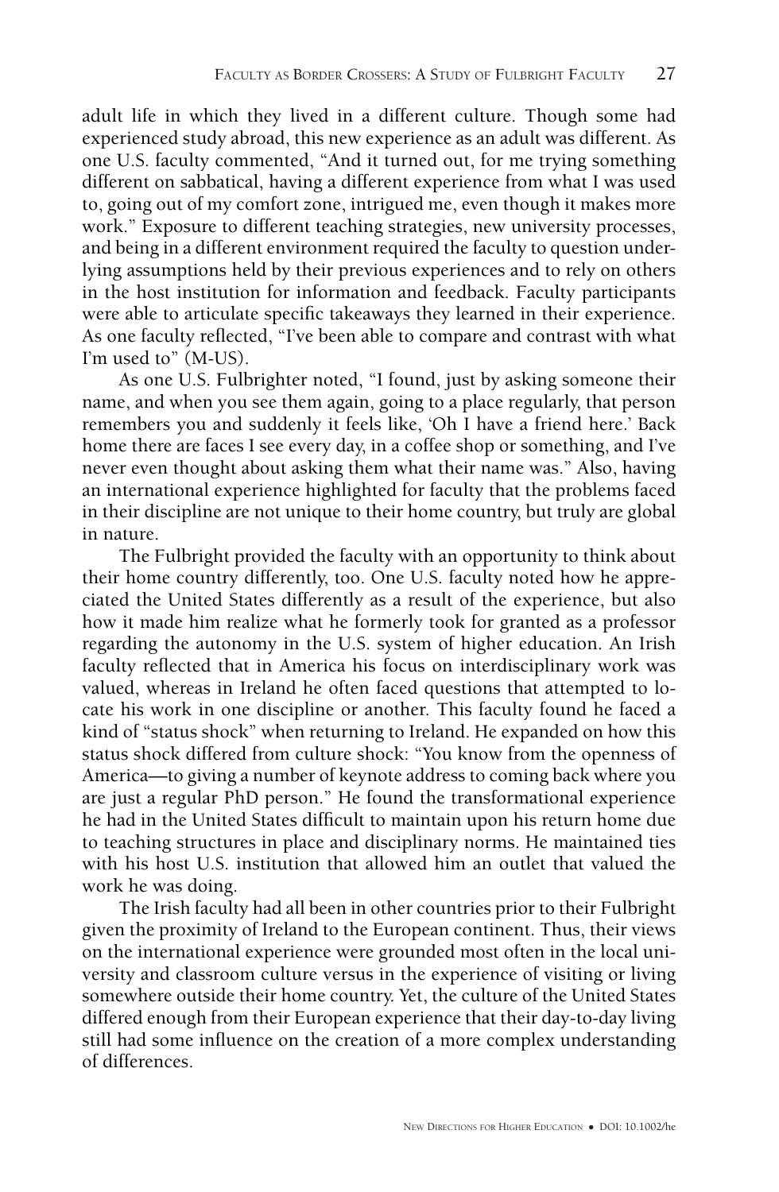adult life in which they lived in a different culture. Though some had experienced study abroad, this new experience as an adult was different. As one U.S. faculty commented, "And it turned out, for me trying something different on sabbatical, having a different experience from what I was used to, going out of my comfort zone, intrigued me, even though it makes more work." Exposure to different teaching strategies, new university processes, and being in a different environment required the faculty to question underlying assumptions held by their previous experiences and to rely on others in the host institution for information and feedback. Faculty participants were able to articulate specific takeaways they learned in their experience. As one faculty reflected, "I've been able to compare and contrast with what I'm used to" (M-US).

As one U.S. Fulbrighter noted, "I found, just by asking someone their name, and when you see them again, going to a place regularly, that person remembers you and suddenly it feels like, 'Oh I have a friend here.' Back home there are faces I see every day, in a coffee shop or something, and I've never even thought about asking them what their name was." Also, having an international experience highlighted for faculty that the problems faced in their discipline are not unique to their home country, but truly are global in nature.

The Fulbright provided the faculty with an opportunity to think about their home country differently, too. One U.S. faculty noted how he appreciated the United States differently as a result of the experience, but also how it made him realize what he formerly took for granted as a professor regarding the autonomy in the U.S. system of higher education. An Irish faculty reflected that in America his focus on interdisciplinary work was valued, whereas in Ireland he often faced questions that attempted to locate his work in one discipline or another. This faculty found he faced a kind of "status shock" when returning to Ireland. He expanded on how this status shock differed from culture shock: "You know from the openness of America—to giving a number of keynote address to coming back where you are just a regular PhD person." He found the transformational experience he had in the United States difficult to maintain upon his return home due to teaching structures in place and disciplinary norms. He maintained ties with his host U.S. institution that allowed him an outlet that valued the work he was doing.

The Irish faculty had all been in other countries prior to their Fulbright given the proximity of Ireland to the European continent. Thus, their views on the international experience were grounded most often in the local university and classroom culture versus in the experience of visiting or living somewhere outside their home country. Yet, the culture of the United States differed enough from their European experience that their day-to-day living still had some influence on the creation of a more complex understanding of differences.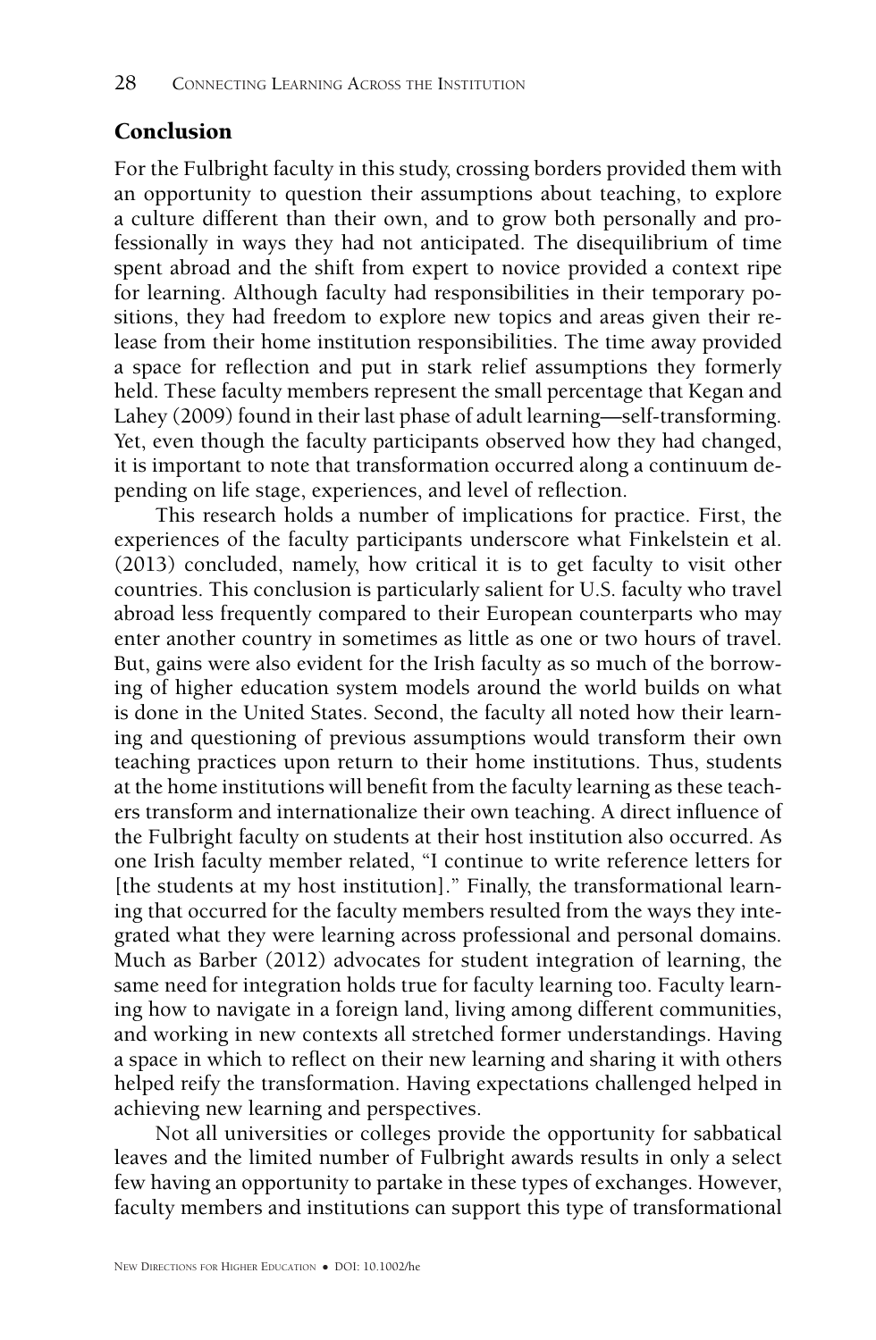## Conclusion

For the Fulbright faculty in this study, crossing borders provided them with an opportunity to question their assumptions about teaching, to explore a culture different than their own, and to grow both personally and professionally in ways they had not anticipated. The disequilibrium of time spent abroad and the shift from expert to novice provided a context ripe for learning. Although faculty had responsibilities in their temporary positions, they had freedom to explore new topics and areas given their release from their home institution responsibilities. The time away provided a space for reflection and put in stark relief assumptions they formerly held. These faculty members represent the small percentage that Kegan and Lahey (2009) found in their last phase of adult learning—self-transforming. Yet, even though the faculty participants observed how they had changed, it is important to note that transformation occurred along a continuum depending on life stage, experiences, and level of reflection.

This research holds a number of implications for practice. First, the experiences of the faculty participants underscore what Finkelstein et al. (2013) concluded, namely, how critical it is to get faculty to visit other countries. This conclusion is particularly salient for U.S. faculty who travel abroad less frequently compared to their European counterparts who may enter another country in sometimes as little as one or two hours of travel. But, gains were also evident for the Irish faculty as so much of the borrowing of higher education system models around the world builds on what is done in the United States. Second, the faculty all noted how their learning and questioning of previous assumptions would transform their own teaching practices upon return to their home institutions. Thus, students at the home institutions will benefit from the faculty learning as these teachers transform and internationalize their own teaching. A direct influence of the Fulbright faculty on students at their host institution also occurred. As one Irish faculty member related, "I continue to write reference letters for [the students at my host institution]." Finally, the transformational learning that occurred for the faculty members resulted from the ways they integrated what they were learning across professional and personal domains. Much as Barber (2012) advocates for student integration of learning, the same need for integration holds true for faculty learning too. Faculty learning how to navigate in a foreign land, living among different communities, and working in new contexts all stretched former understandings. Having a space in which to reflect on their new learning and sharing it with others helped reify the transformation. Having expectations challenged helped in achieving new learning and perspectives.

Not all universities or colleges provide the opportunity for sabbatical leaves and the limited number of Fulbright awards results in only a select few having an opportunity to partake in these types of exchanges. However, faculty members and institutions can support this type of transformational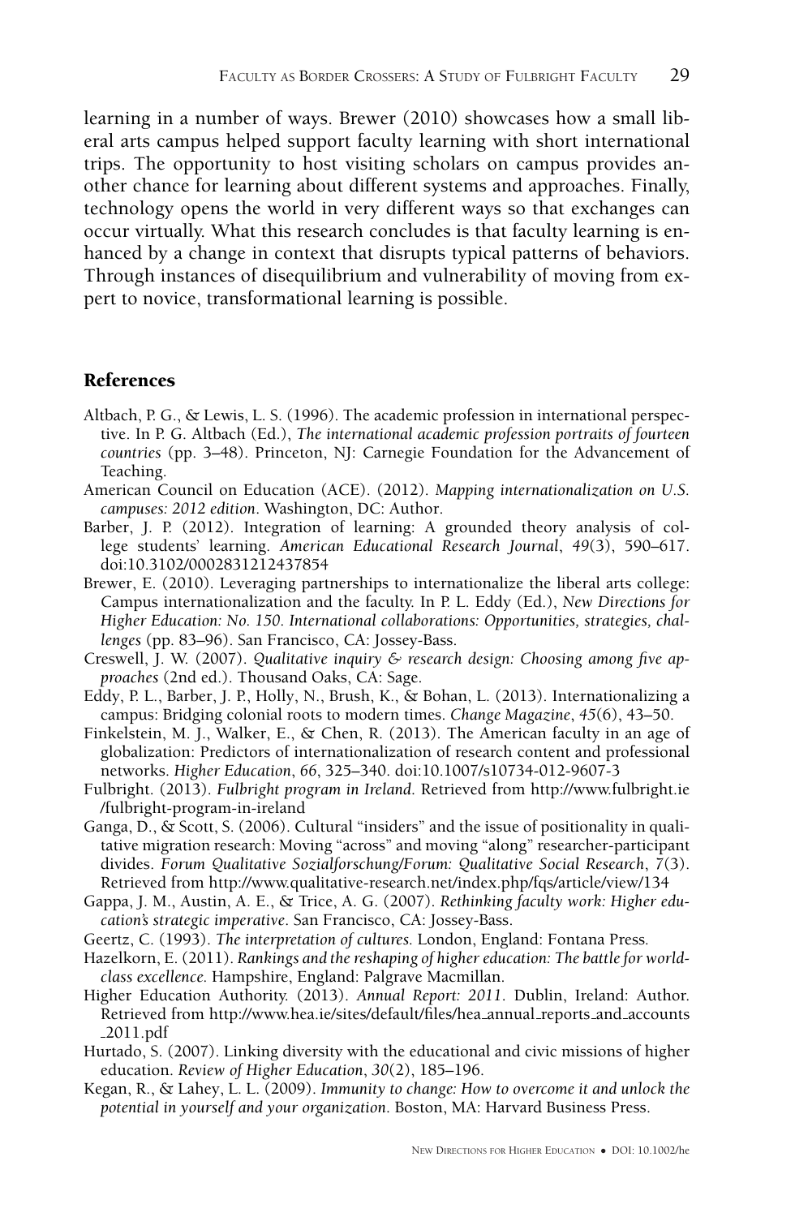learning in a number of ways. Brewer (2010) showcases how a small liberal arts campus helped support faculty learning with short international trips. The opportunity to host visiting scholars on campus provides another chance for learning about different systems and approaches. Finally, technology opens the world in very different ways so that exchanges can occur virtually. What this research concludes is that faculty learning is enhanced by a change in context that disrupts typical patterns of behaviors. Through instances of disequilibrium and vulnerability of moving from expert to novice, transformational learning is possible.

## References

Altbach, P. G., & Lewis, L. S. (1996). The academic profession in international perspective. In P. G. Altbach (Ed.), *The international academic profession portraits of fourteen countries* (pp. 3–48). Princeton, NJ: Carnegie Foundation for the Advancement of Teaching.

American Council on Education (ACE). (2012). *Mapping internationalization on U.S. campuses: 2012 edition*. Washington, DC: Author.

Barber, J. P. (2012). Integration of learning: A grounded theory analysis of college students' learning. *American Educational Research Journal*, *49*(3), 590–617. doi:10.3102/0002831212437854

Brewer, E. (2010). Leveraging partnerships to internationalize the liberal arts college: Campus internationalization and the faculty. In P. L. Eddy (Ed.), *New Directions for Higher Education: No. 150. International collaborations: Opportunities, strategies, challenges* (pp. 83–96). San Francisco, CA: Jossey-Bass.

Creswell, J. W. (2007). *Qualitative inquiry & research design: Choosing among five approaches* (2nd ed.). Thousand Oaks, CA: Sage.

Eddy, P. L., Barber, J. P., Holly, N., Brush, K., & Bohan, L. (2013). Internationalizing a campus: Bridging colonial roots to modern times. *Change Magazine*, *45*(6), 43–50.

Finkelstein, M. J., Walker, E., & Chen, R. (2013). The American faculty in an age of globalization: Predictors of internationalization of research content and professional networks. *Higher Education*, *66*, 325–340. doi:10.1007/s10734-012-9607-3

Fulbright. (2013). *Fulbright program in Ireland.* Retrieved from http://www.fulbright.ie/fulbright-program-in-ireland

Ganga, D., & Scott, S. (2006). Cultural "insiders" and the issue of positionality in qualitative migration research: Moving "across" and moving "along" researcher-participant divides. *Forum Qualitative Sozialforschung/Forum: Qualitative Social Research*, *7*(3). Retrieved from http://www.qualitative-research.net/index.php/fqs/article/view/134

Gappa, J. M., Austin, A. E., & Trice, A. G. (2007). *Rethinking faculty work: Higher education's strategic imperative*. San Francisco, CA: Jossey-Bass.

Geertz, C. (1993). *The interpretation of cultures.* London, England: Fontana Press.

Hazelkorn, E. (2011). *Rankings and the reshaping of higher education: The battle for world-class excellence.* Hampshire, England: Palgrave Macmillan.

Higher Education Authority. (2013). *Annual Report: 2011*. Dublin, Ireland: Author. Retrieved from http://www.hea.ie/sites/default/files/hea_annual_reports_and_accounts_2011.pdf

Hurtado, S. (2007). Linking diversity with the educational and civic missions of higher education. *Review of Higher Education*, *30*(2), 185–196.

Kegan, R., & Lahey, L. L. (2009). *Immunity to change: How to overcome it and unlock the potential in yourself and your organization*. Boston, MA: Harvard Business Press.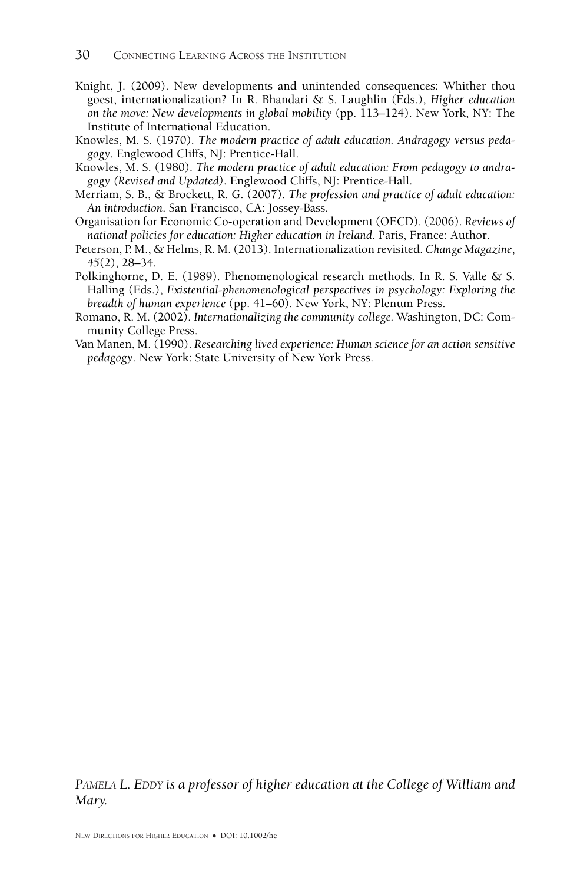Knight, J. (2009). New developments and unintended consequences: Whither thou goest, internationalization? In R. Bhandari & S. Laughlin (Eds.), *Higher education on the move: New developments in global mobility* (pp. 113–124). New York, NY: The Institute of International Education.

Knowles, M. S. (1970). *The modern practice of adult education. Andragogy versus pedagogy*. Englewood Cliffs, NJ: Prentice-Hall.

Knowles, M. S. (1980). *The modern practice of adult education: From pedagogy to andragogy (Revised and Updated)*. Englewood Cliffs, NJ: Prentice-Hall.

Merriam, S. B., & Brockett, R. G. (2007). *The profession and practice of adult education: An introduction*. San Francisco, CA: Jossey-Bass.

Organisation for Economic Co-operation and Development (OECD). (2006). *Reviews of national policies for education: Higher education in Ireland*. Paris, France: Author.

Peterson, P. M., & Helms, R. M. (2013). Internationalization revisited. *Change Magazine*, *45*(2), 28–34.

Polkinghorne, D. E. (1989). Phenomenological research methods. In R. S. Valle & S. Halling (Eds.), *Existential-phenomenological perspectives in psychology: Exploring the breadth of human experience* (pp. 41–60). New York, NY: Plenum Press.

Romano, R. M. (2002). *Internationalizing the community college.* Washington, DC: Community College Press.

Van Manen, M. (1990). *Researching lived experience: Human science for an action sensitive pedagogy*. New York: State University of New York Press.

*PAMELA L. EDDY is a professor of higher education at the College of William and Mary.*